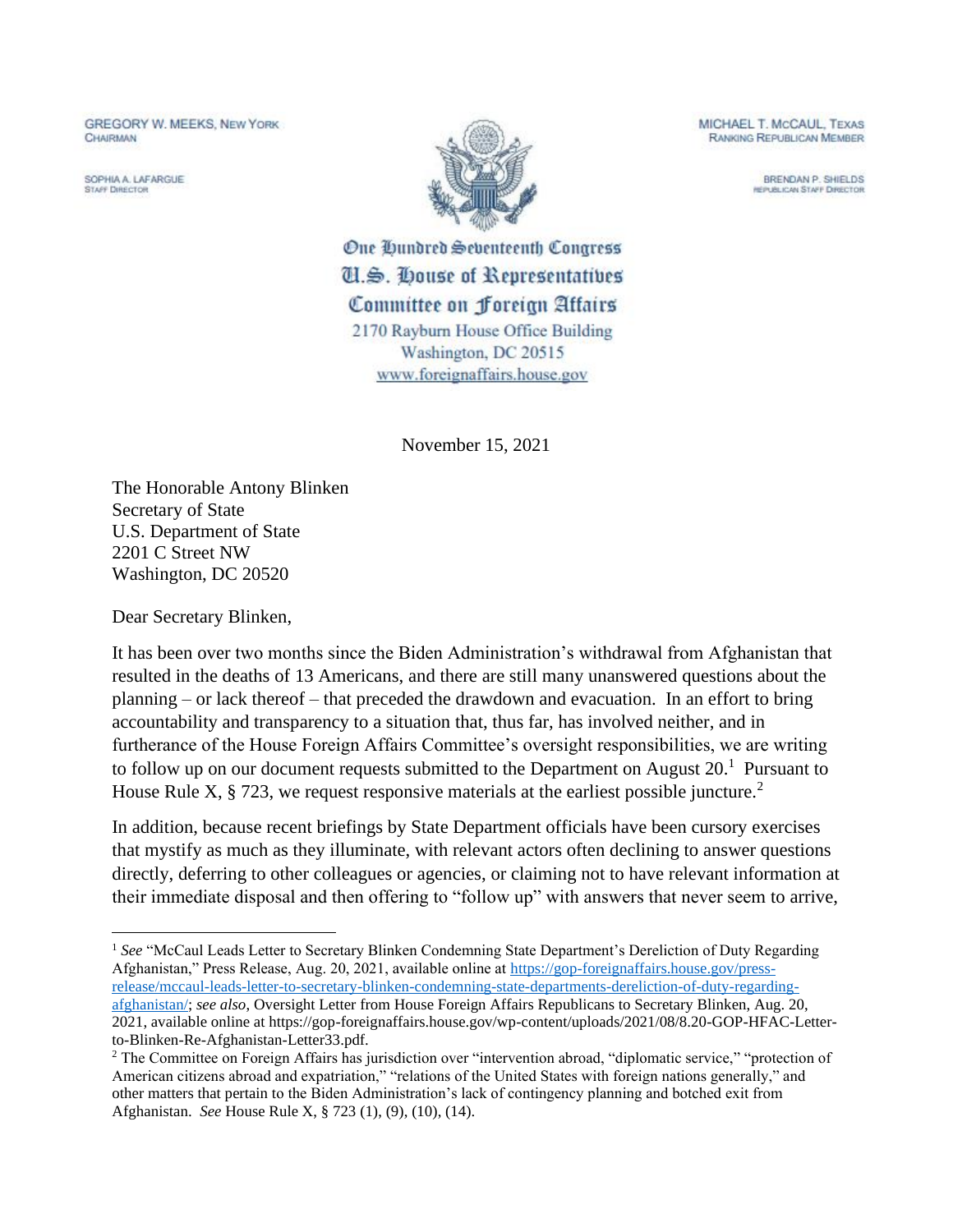GREGORY W. MEEKS, NEW YORK
CHAIRMAN

SOPHIA A. LAFARGUE
STAFF DIRECTOR

MICHAEL T. MCCAUL, TEXAS
RANKING REPUBLICAN MEMBER

BRENDAN P. SHIELDS
REPUBLICAN STAFF DIRECTOR

**One Hundred Seventeenth Congress**
**U.S. House of Representatives**
**Committee on Foreign Affairs**
2170 Rayburn House Office Building
Washington, DC 20515
www.foreignaffairs.house.gov

November 15, 2021

The Honorable Antony Blinken
Secretary of State
U.S. Department of State
2201 C Street NW
Washington, DC 20520

Dear Secretary Blinken,

It has been over two months since the Biden Administration's withdrawal from Afghanistan that resulted in the deaths of 13 Americans, and there are still many unanswered questions about the planning – or lack thereof – that preceded the drawdown and evacuation. In an effort to bring accountability and transparency to a situation that, thus far, has involved neither, and in furtherance of the House Foreign Affairs Committee's oversight responsibilities, we are writing to follow up on our document requests submitted to the Department on August 20.[1] Pursuant to House Rule X, § 723, we request responsive materials at the earliest possible juncture.[2]

In addition, because recent briefings by State Department officials have been cursory exercises that mystify as much as they illuminate, with relevant actors often declining to answer questions directly, deferring to other colleagues or agencies, or claiming not to have relevant information at their immediate disposal and then offering to "follow up" with answers that never seem to arrive,

---

[1] *See* "McCaul Leads Letter to Secretary Blinken Condemning State Department's Dereliction of Duty Regarding Afghanistan," Press Release, Aug. 20, 2021, available online at https://gop-foreignaffairs.house.gov/press-release/mccaul-leads-letter-to-secretary-blinken-condemning-state-departments-dereliction-of-duty-regarding-afghanistan/; *see also*, Oversight Letter from House Foreign Affairs Republicans to Secretary Blinken, Aug. 20, 2021, available online at https://gop-foreignaffairs.house.gov/wp-content/uploads/2021/08/8.20-GOP-HFAC-Letter-to-Blinken-Re-Afghanistan-Letter33.pdf.

[2] The Committee on Foreign Affairs has jurisdiction over "intervention abroad, "diplomatic service," "protection of American citizens abroad and expatriation," "relations of the United States with foreign nations generally," and other matters that pertain to the Biden Administration's lack of contingency planning and botched exit from Afghanistan. *See* House Rule X, § 723 (1), (9), (10), (14).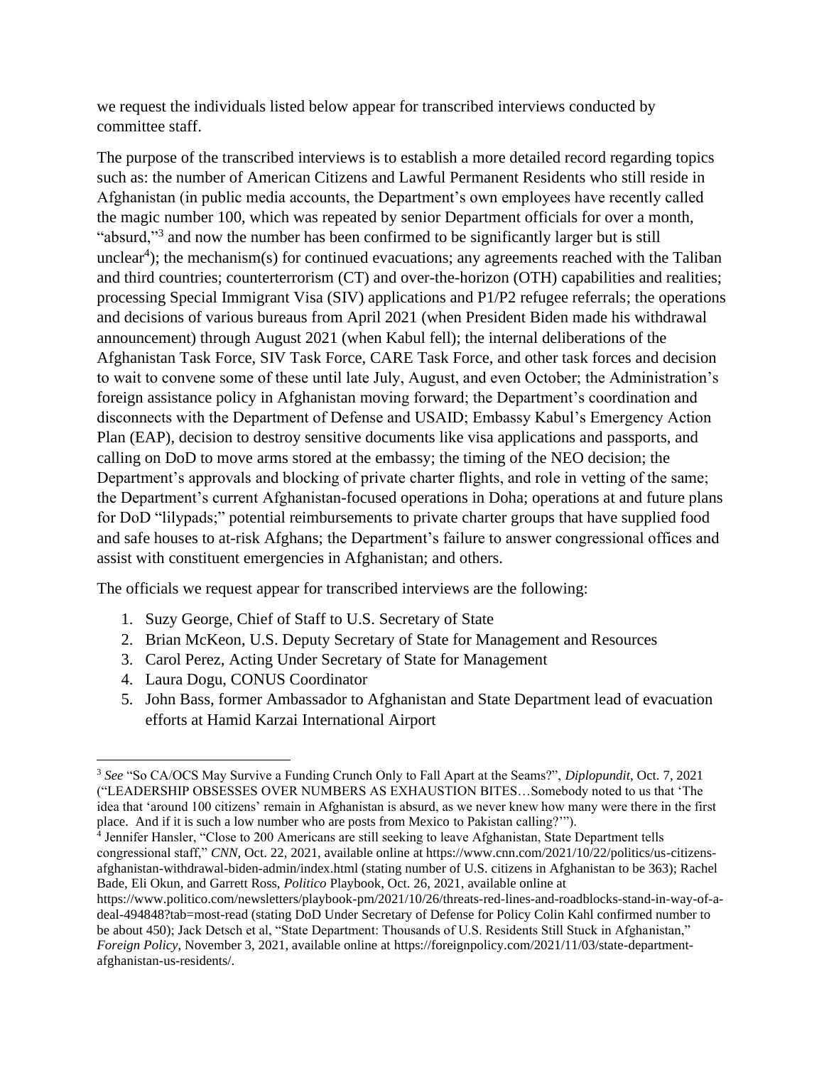we request the individuals listed below appear for transcribed interviews conducted by committee staff.

The purpose of the transcribed interviews is to establish a more detailed record regarding topics such as: the number of American Citizens and Lawful Permanent Residents who still reside in Afghanistan (in public media accounts, the Department's own employees have recently called the magic number 100, which was repeated by senior Department officials for over a month, "absurd,"[3] and now the number has been confirmed to be significantly larger but is still unclear[4]); the mechanism(s) for continued evacuations; any agreements reached with the Taliban and third countries; counterterrorism (CT) and over-the-horizon (OTH) capabilities and realities; processing Special Immigrant Visa (SIV) applications and P1/P2 refugee referrals; the operations and decisions of various bureaus from April 2021 (when President Biden made his withdrawal announcement) through August 2021 (when Kabul fell); the internal deliberations of the Afghanistan Task Force, SIV Task Force, CARE Task Force, and other task forces and decision to wait to convene some of these until late July, August, and even October; the Administration's foreign assistance policy in Afghanistan moving forward; the Department's coordination and disconnects with the Department of Defense and USAID; Embassy Kabul's Emergency Action Plan (EAP), decision to destroy sensitive documents like visa applications and passports, and calling on DoD to move arms stored at the embassy; the timing of the NEO decision; the Department's approvals and blocking of private charter flights, and role in vetting of the same; the Department's current Afghanistan-focused operations in Doha; operations at and future plans for DoD "lilypads;" potential reimbursements to private charter groups that have supplied food and safe houses to at-risk Afghans; the Department's failure to answer congressional offices and assist with constituent emergencies in Afghanistan; and others.

The officials we request appear for transcribed interviews are the following:

1. Suzy George, Chief of Staff to U.S. Secretary of State
2. Brian McKeon, U.S. Deputy Secretary of State for Management and Resources
3. Carol Perez, Acting Under Secretary of State for Management
4. Laura Dogu, CONUS Coordinator
5. John Bass, former Ambassador to Afghanistan and State Department lead of evacuation efforts at Hamid Karzai International Airport

---

[3] *See* "So CA/OCS May Survive a Funding Crunch Only to Fall Apart at the Seams?", *Diplopundit*, Oct. 7, 2021 ("LEADERSHIP OBSESSES OVER NUMBERS AS EXHAUSTION BITES…Somebody noted to us that 'The idea that 'around 100 citizens' remain in Afghanistan is absurd, as we never knew how many were there in the first place. And if it is such a low number who are posts from Mexico to Pakistan calling?'").

[4] Jennifer Hansler, "Close to 200 Americans are still seeking to leave Afghanistan, State Department tells congressional staff," *CNN*, Oct. 22, 2021, available online at https://www.cnn.com/2021/10/22/politics/us-citizens-afghanistan-withdrawal-biden-admin/index.html (stating number of U.S. citizens in Afghanistan to be 363); Rachel Bade, Eli Okun, and Garrett Ross, *Politico* Playbook, Oct. 26, 2021, available online at https://www.politico.com/newsletters/playbook-pm/2021/10/26/threats-red-lines-and-roadblocks-stand-in-way-of-a-deal-494848?tab=most-read (stating DoD Under Secretary of Defense for Policy Colin Kahl confirmed number to be about 450); Jack Detsch et al, "State Department: Thousands of U.S. Residents Still Stuck in Afghanistan," *Foreign Policy*, November 3, 2021, available online at https://foreignpolicy.com/2021/11/03/state-department-afghanistan-us-residents/.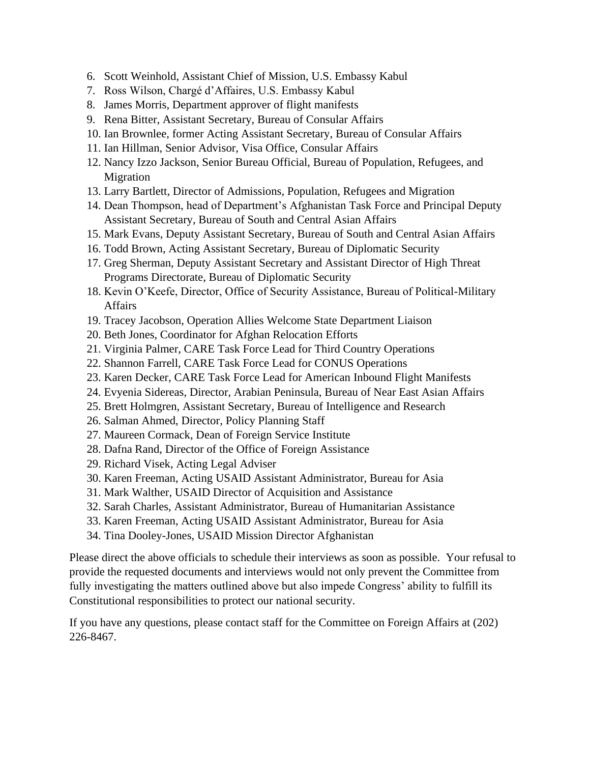6. Scott Weinhold, Assistant Chief of Mission, U.S. Embassy Kabul
7. Ross Wilson, Chargé d'Affaires, U.S. Embassy Kabul
8. James Morris, Department approver of flight manifests
9. Rena Bitter, Assistant Secretary, Bureau of Consular Affairs
10. Ian Brownlee, former Acting Assistant Secretary, Bureau of Consular Affairs
11. Ian Hillman, Senior Advisor, Visa Office, Consular Affairs
12. Nancy Izzo Jackson, Senior Bureau Official, Bureau of Population, Refugees, and Migration
13. Larry Bartlett, Director of Admissions, Population, Refugees and Migration
14. Dean Thompson, head of Department's Afghanistan Task Force and Principal Deputy Assistant Secretary, Bureau of South and Central Asian Affairs
15. Mark Evans, Deputy Assistant Secretary, Bureau of South and Central Asian Affairs
16. Todd Brown, Acting Assistant Secretary, Bureau of Diplomatic Security
17. Greg Sherman, Deputy Assistant Secretary and Assistant Director of High Threat Programs Directorate, Bureau of Diplomatic Security
18. Kevin O'Keefe, Director, Office of Security Assistance, Bureau of Political-Military Affairs
19. Tracey Jacobson, Operation Allies Welcome State Department Liaison
20. Beth Jones, Coordinator for Afghan Relocation Efforts
21. Virginia Palmer, CARE Task Force Lead for Third Country Operations
22. Shannon Farrell, CARE Task Force Lead for CONUS Operations
23. Karen Decker, CARE Task Force Lead for American Inbound Flight Manifests
24. Evyenia Sidereas, Director, Arabian Peninsula, Bureau of Near East Asian Affairs
25. Brett Holmgren, Assistant Secretary, Bureau of Intelligence and Research
26. Salman Ahmed, Director, Policy Planning Staff
27. Maureen Cormack, Dean of Foreign Service Institute
28. Dafna Rand, Director of the Office of Foreign Assistance
29. Richard Visek, Acting Legal Adviser
30. Karen Freeman, Acting USAID Assistant Administrator, Bureau for Asia
31. Mark Walther, USAID Director of Acquisition and Assistance
32. Sarah Charles, Assistant Administrator, Bureau of Humanitarian Assistance
33. Karen Freeman, Acting USAID Assistant Administrator, Bureau for Asia
34. Tina Dooley-Jones, USAID Mission Director Afghanistan

Please direct the above officials to schedule their interviews as soon as possible. Your refusal to provide the requested documents and interviews would not only prevent the Committee from fully investigating the matters outlined above but also impede Congress' ability to fulfill its Constitutional responsibilities to protect our national security.

If you have any questions, please contact staff for the Committee on Foreign Affairs at (202) 226-8467.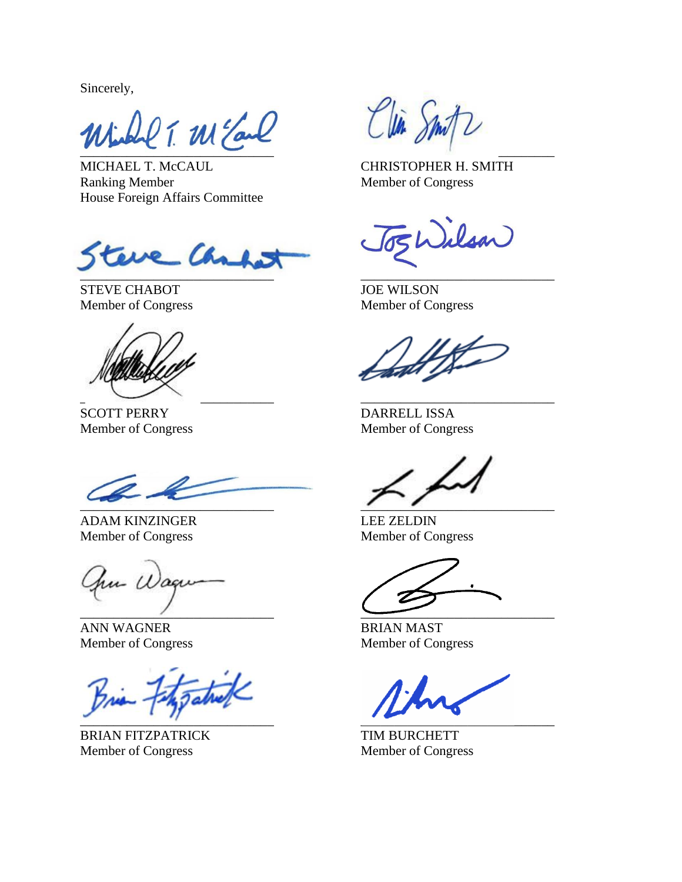Sincerely,

MICHAEL T. McCAUL
Ranking Member
House Foreign Affairs Committee

CHRISTOPHER H. SMITH
Member of Congress

STEVE CHABOT
Member of Congress

JOE WILSON
Member of Congress

SCOTT PERRY
Member of Congress

DARRELL ISSA
Member of Congress

ADAM KINZINGER
Member of Congress

LEE ZELDIN
Member of Congress

ANN WAGNER
Member of Congress

BRIAN MAST
Member of Congress

BRIAN FITZPATRICK
Member of Congress

TIM BURCHETT
Member of Congress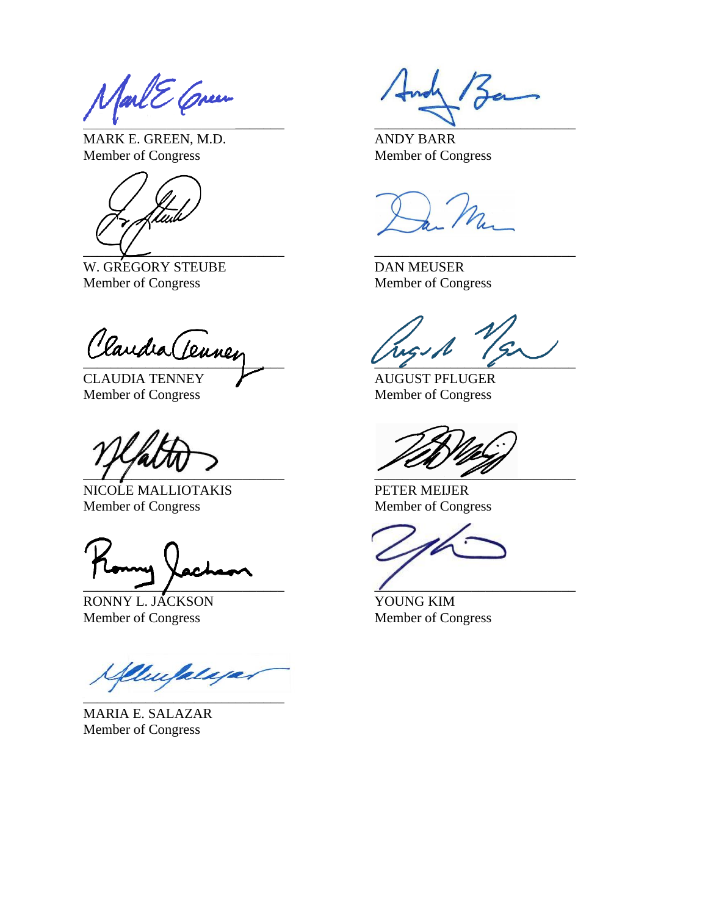\_\_\_\_\_\_\_\_\_\_\_\_\_\_\_\_\_\_\_\_\_\_\_\_\_\_\_\_
MARK E. GREEN, M.D.
Member of Congress

\_\_\_\_\_\_\_\_\_\_\_\_\_\_\_\_\_\_\_\_\_\_\_\_\_\_\_\_
ANDY BARR
Member of Congress

\_\_\_\_\_\_\_\_\_\_\_\_\_\_\_\_\_\_\_\_\_\_\_\_\_\_\_\_
W. GREGORY STEUBE
Member of Congress

\_\_\_\_\_\_\_\_\_\_\_\_\_\_\_\_\_\_\_\_\_\_\_\_\_\_\_\_
DAN MEUSER
Member of Congress

\_\_\_\_\_\_\_\_\_\_\_\_\_\_\_\_\_\_\_\_\_\_\_\_\_\_\_\_
CLAUDIA TENNEY
Member of Congress

\_\_\_\_\_\_\_\_\_\_\_\_\_\_\_\_\_\_\_\_\_\_\_\_\_\_\_\_
AUGUST PFLUGER
Member of Congress

\_\_\_\_\_\_\_\_\_\_\_\_\_\_\_\_\_\_\_\_\_\_\_\_\_\_\_\_
NICOLE MALLIOTAKIS
Member of Congress

\_\_\_\_\_\_\_\_\_\_\_\_\_\_\_\_\_\_\_\_\_\_\_\_\_\_\_\_
PETER MEIJER
Member of Congress

\_\_\_\_\_\_\_\_\_\_\_\_\_\_\_\_\_\_\_\_\_\_\_\_\_\_\_\_
RONNY L. JACKSON
Member of Congress

\_\_\_\_\_\_\_\_\_\_\_\_\_\_\_\_\_\_\_\_\_\_\_\_\_\_\_\_
YOUNG KIM
Member of Congress

\_\_\_\_\_\_\_\_\_\_\_\_\_\_\_\_\_\_\_\_\_\_\_\_\_\_\_\_
MARIA E. SALAZAR
Member of Congress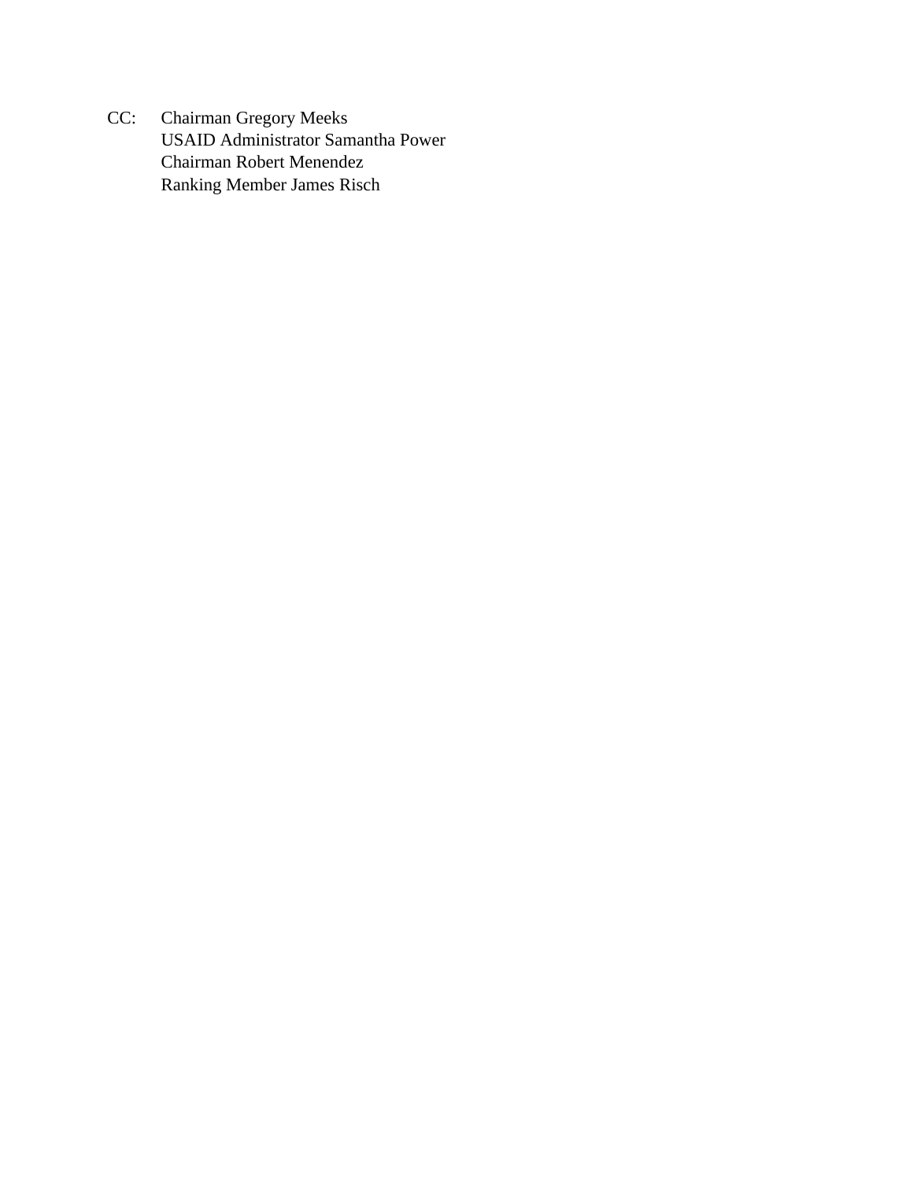CC: Chairman Gregory Meeks
USAID Administrator Samantha Power
Chairman Robert Menendez
Ranking Member James Risch